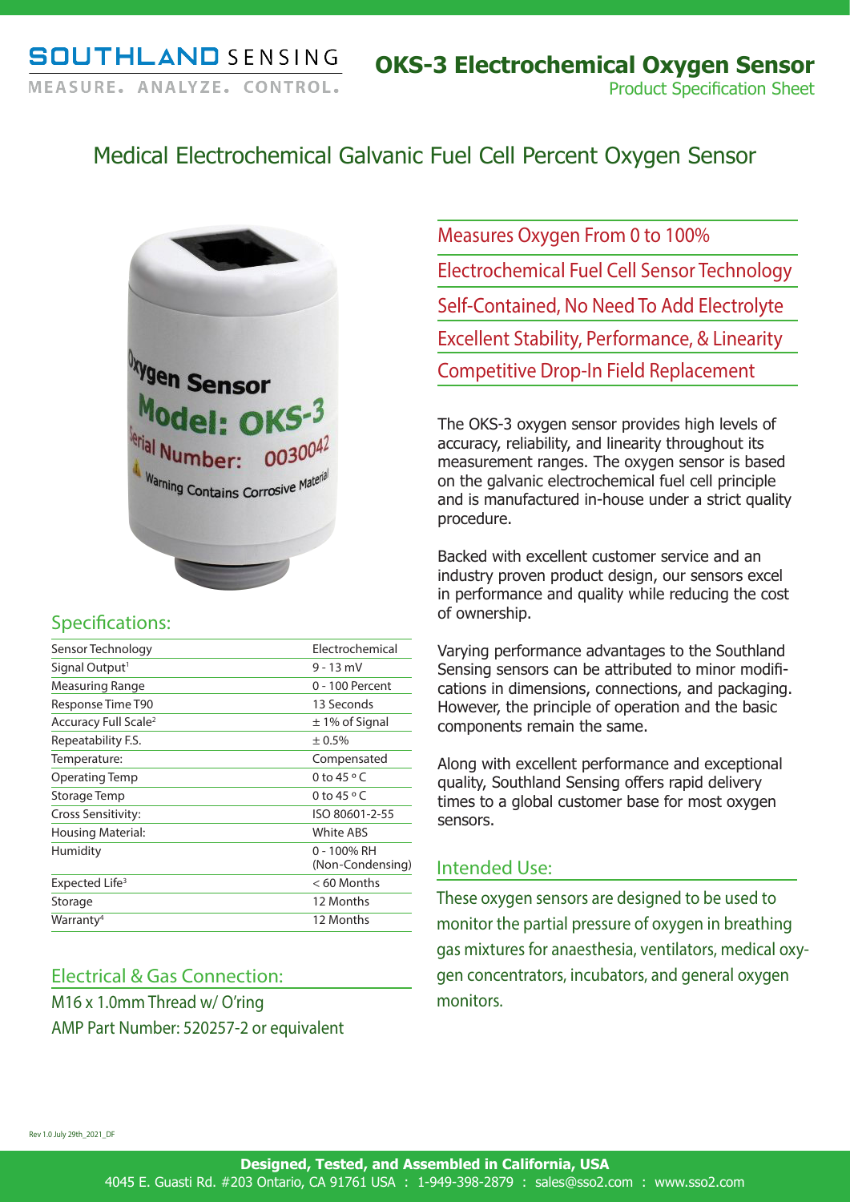# SOUTHLAND SENSING

MEASURE. ANALYZE. CONTROL.

## OKS-3 Electrochemical Oxygen Sensor

Product Specification Sheet

## Medical Electrochemical Galvanic Fuel Cell Percent Oxygen Sensor

- Measures Oxygen From 0 to 100%
- Electrochemical Fuel Cell Sensor Technology
- Self-Contained, No Need To Add Electrolyte
- Excellent Stability, Performance, & Linearity
- Competitive Drop-In Field Replacement

The OKS-3 oxygen sensor provides high levels of accuracy, reliability, and linearity throughout its measurement ranges. The oxygen sensor is based on the galvanic electrochemical fuel cell principle and is manufactured in-house under a strict quality procedure.

Backed with excellent customer service and an industry proven product design, our sensors excel in performance and quality while reducing the cost of ownership.

Varying performance advantages to the Southland Sensing sensors can be attributed to minor modifications in dimensions, connections, and packaging. However, the principle of operation and the basic components remain the same.

Along with excellent performance and exceptional quality, Southland Sensing offers rapid delivery times to a global customer base for most oxygen sensors.

### Specifications:

| | |
|---|---|
| Sensor Technology | Electrochemical |
| Signal Output[1] | 9 - 13 mV |
| Measuring Range | 0 - 100 Percent |
| Response Time T90 | 13 Seconds |
| Accuracy Full Scale[2] | ± 1% of Signal |
| Repeatability F.S. | ± 0.5% |
| Temperature: | Compensated |
| Operating Temp | 0 to 45 °C |
| Storage Temp | 0 to 45 °C |
| Cross Sensitivity: | ISO 80601-2-55 |
| Housing Material: | White ABS |
| Humidity | 0 - 100% RH (Non-Condensing) |
| Expected Life[3] | < 60 Months |
| Storage | 12 Months |
| Warranty[4] | 12 Months |

### Intended Use:

These oxygen sensors are designed to be used to monitor the partial pressure of oxygen in breathing gas mixtures for anaesthesia, ventilators, medical oxygen concentrators, incubators, and general oxygen monitors.

### Electrical & Gas Connection:

M16 x 1.0mm Thread w/ O'ring

AMP Part Number: 520257-2 or equivalent

Rev 1.0 July 29th_2021_DF

**Designed, Tested, and Assembled in California, USA**

4045 E. Guasti Rd. #203 Ontario, CA 91761 USA : 1-949-398-2879 : sales@sso2.com : www.sso2.com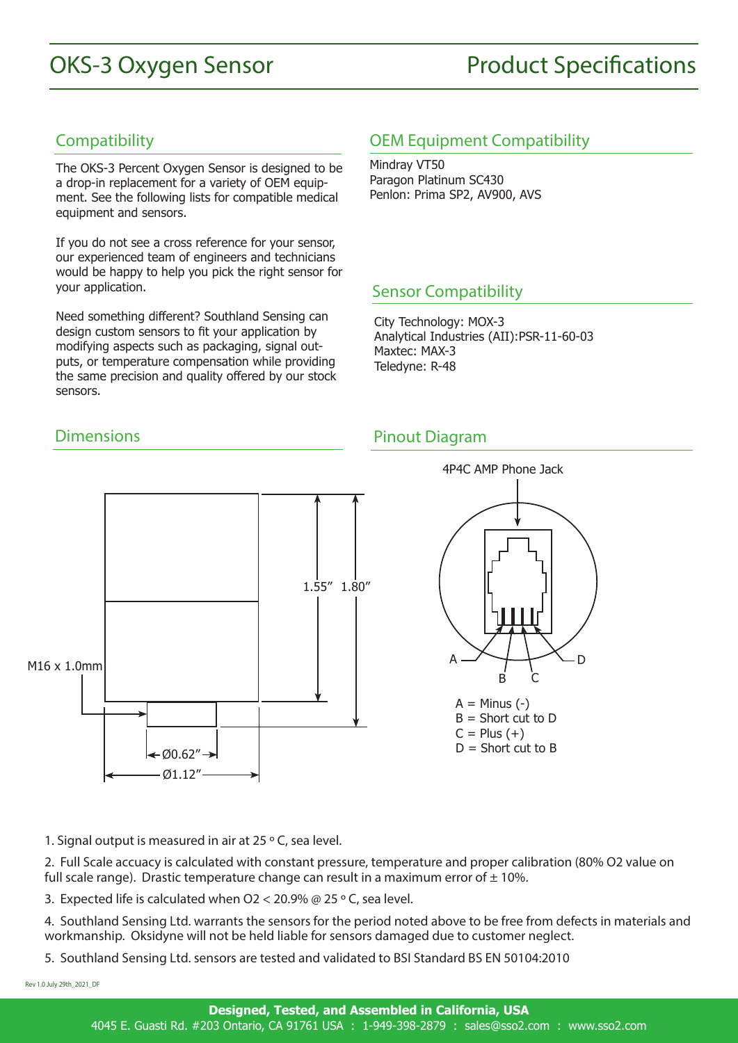# OKS-3 Oxygen Sensor

# Product Specifications

## Compatibility

The OKS-3 Percent Oxygen Sensor is designed to be a drop-in replacement for a variety of OEM equipment. See the following lists for compatible medical equipment and sensors.

If you do not see a cross reference for your sensor, our experienced team of engineers and technicians would be happy to help you pick the right sensor for your application.

Need something different? Southland Sensing can design custom sensors to fit your application by modifying aspects such as packaging, signal outputs, or temperature compensation while providing the same precision and quality offered by our stock sensors.

## OEM Equipment Compatibility

Mindray VT50
Paragon Platinum SC430
Penlon: Prima SP2, AV900, AVS

## Sensor Compatibility

City Technology: MOX-3
Analytical Industries (AII):PSR-11-60-03
Maxtec: MAX-3
Teledyne: R-48

## Dimensions

1.55″
1.80″
M16 x 1.0mm
Ø0.62″
Ø1.12″

## Pinout Diagram

4P4C AMP Phone Jack

A
B
C
D

A = Minus (-)
B = Short cut to D
C = Plus (+)
D = Short cut to B

1. Signal output is measured in air at 25 º C, sea level.

2. Full Scale accuacy is calculated with constant pressure, temperature and proper calibration (80% O2 value on full scale range). Drastic temperature change can result in a maximum error of ± 10%.

3. Expected life is calculated when O2 < 20.9% @ 25 º C, sea level.

4. Southland Sensing Ltd. warrants the sensors for the period noted above to be free from defects in materials and workmanship. Oksidyne will not be held liable for sensors damaged due to customer neglect.

5. Southland Sensing Ltd. sensors are tested and validated to BSI Standard BS EN 50104:2010

Rev 1.0 July 29th_2021_DF

**Designed, Tested, and Assembled in California, USA**

4045 E. Guasti Rd. #203 Ontario, CA 91761 USA : 1-949-398-2879 : sales@sso2.com : www.sso2.com